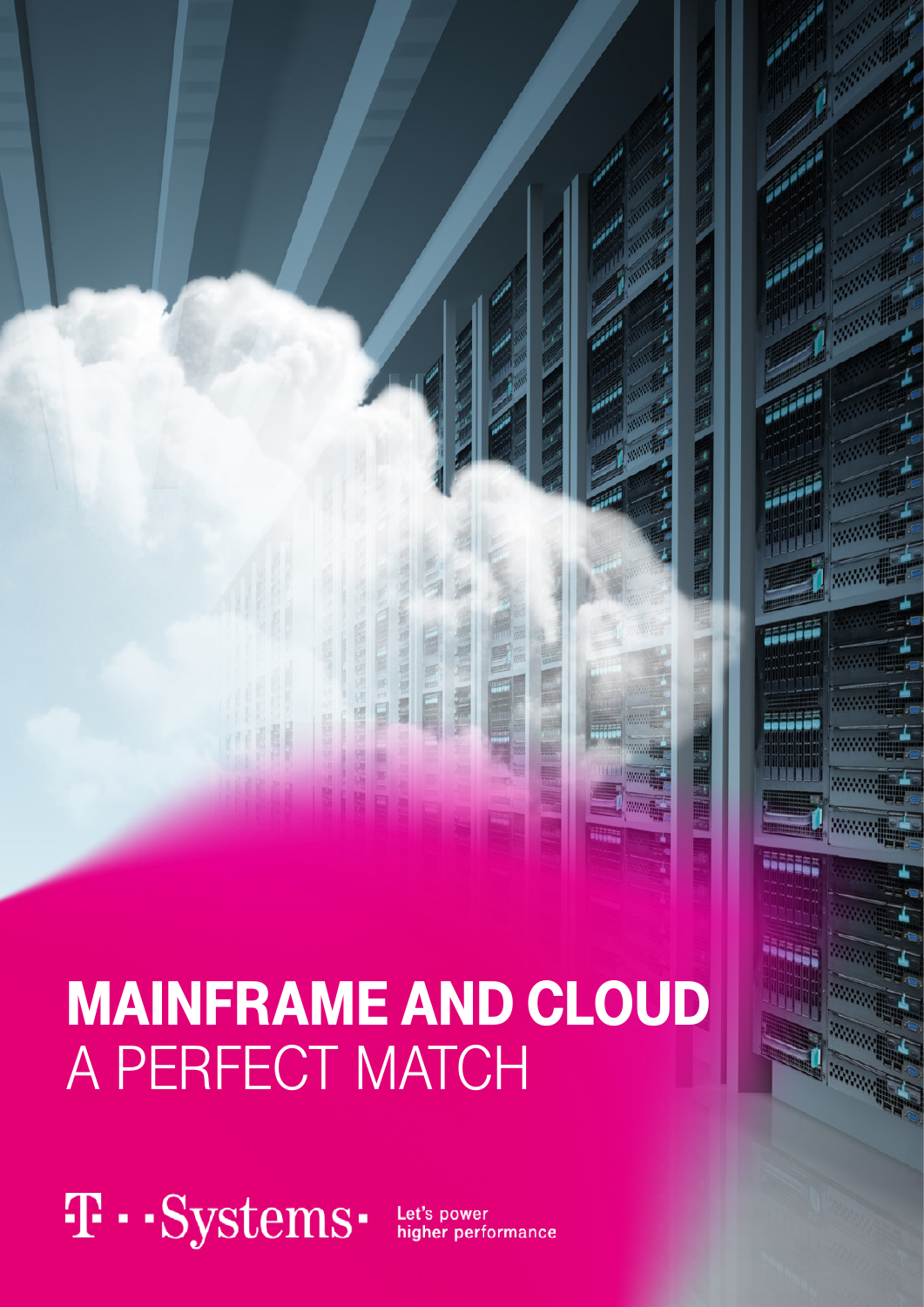# MAINFRAME AND CLOUD
A PERFECT MATCH

T · · Systems ·

Let's power
higher performance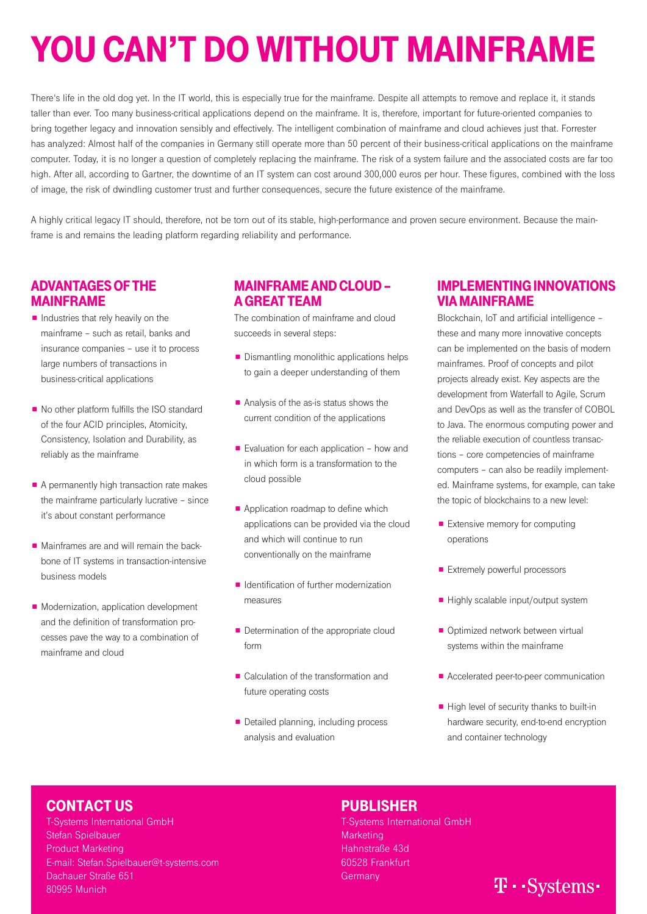# YOU CAN'T DO WITHOUT MAINFRAME

There's life in the old dog yet. In the IT world, this is especially true for the mainframe. Despite all attempts to remove and replace it, it stands taller than ever. Too many business-critical applications depend on the mainframe. It is, therefore, important for future-oriented companies to bring together legacy and innovation sensibly and effectively. The intelligent combination of mainframe and cloud achieves just that. Forrester has analyzed: Almost half of the companies in Germany still operate more than 50 percent of their business-critical applications on the mainframe computer. Today, it is no longer a question of completely replacing the mainframe. The risk of a system failure and the associated costs are far too high. After all, according to Gartner, the downtime of an IT system can cost around 300,000 euros per hour. These figures, combined with the loss of image, the risk of dwindling customer trust and further consequences, secure the future existence of the mainframe.

A highly critical legacy IT should, therefore, not be torn out of its stable, high-performance and proven secure environment. Because the mainframe is and remains the leading platform regarding reliability and performance.

## ADVANTAGES OF THE MAINFRAME

- Industries that rely heavily on the mainframe – such as retail, banks and insurance companies – use it to process large numbers of transactions in business-critical applications
- No other platform fulfills the ISO standard of the four ACID principles, Atomicity, Consistency, Isolation and Durability, as reliably as the mainframe
- A permanently high transaction rate makes the mainframe particularly lucrative – since it's about constant performance
- Mainframes are and will remain the backbone of IT systems in transaction-intensive business models
- Modernization, application development and the definition of transformation processes pave the way to a combination of mainframe and cloud

## MAINFRAME AND CLOUD – A GREAT TEAM

The combination of mainframe and cloud succeeds in several steps:

- Dismantling monolithic applications helps to gain a deeper understanding of them
- Analysis of the as-is status shows the current condition of the applications
- Evaluation for each application – how and in which form is a transformation to the cloud possible
- Application roadmap to define which applications can be provided via the cloud and which will continue to run conventionally on the mainframe
- Identification of further modernization measures
- Determination of the appropriate cloud form
- Calculation of the transformation and future operating costs
- Detailed planning, including process analysis and evaluation

## IMPLEMENTING INNOVATIONS VIA MAINFRAME

Blockchain, IoT and artificial intelligence – these and many more innovative concepts can be implemented on the basis of modern mainframes. Proof of concepts and pilot projects already exist. Key aspects are the development from Waterfall to Agile, Scrum and DevOps as well as the transfer of COBOL to Java. The enormous computing power and the reliable execution of countless transactions – core competencies of mainframe computers – can also be readily implemented. Mainframe systems, for example, can take the topic of blockchains to a new level:

- Extensive memory for computing operations
- Extremely powerful processors
- Highly scalable input/output system
- Optimized network between virtual systems within the mainframe
- Accelerated peer-to-peer communication
- High level of security thanks to built-in hardware security, end-to-end encryption and container technology

## CONTACT US

T-Systems International GmbH
Stefan Spielbauer
Product Marketing
E-mail: Stefan.Spielbauer@t-systems.com
Dachauer Straße 651
80995 Munich

## PUBLISHER

T-Systems International GmbH
Marketing
Hahnstraße 43d
60528 Frankfurt
Germany

T··Systems·